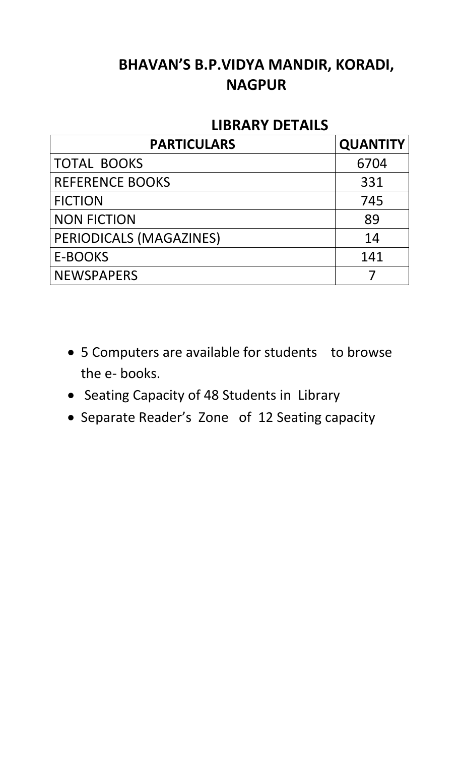# BHAVAN'S B.P.VIDYA MANDIR, KORADI, NAGPUR

## LIBRARY DETAILS

| PARTICULARS | QUANTITY |
|---|---|
| TOTAL BOOKS | 6704 |
| REFERENCE BOOKS | 331 |
| FICTION | 745 |
| NON FICTION | 89 |
| PERIODICALS (MAGAZINES) | 14 |
| E-BOOKS | 141 |
| NEWSPAPERS | 7 |

- 5 Computers are available for students to browse the e- books.
- Seating Capacity of 48 Students in Library
- Separate Reader's Zone of 12 Seating capacity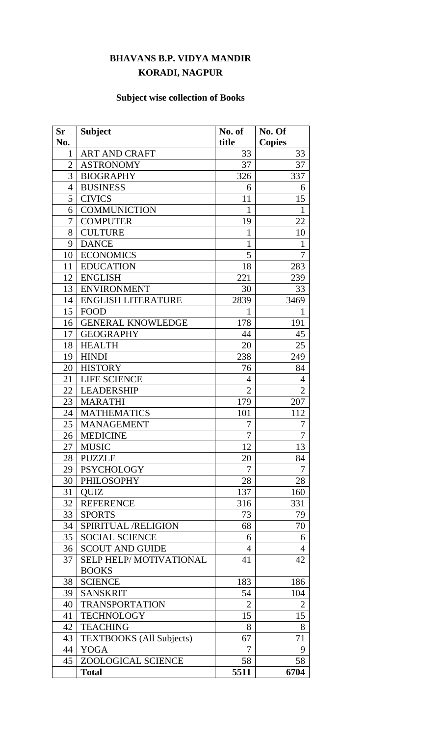# BHAVANS B.P. VIDYA MANDIR
# KORADI, NAGPUR

## Subject wise collection of Books

| Sr No. | Subject | No. of title | No. Of Copies |
|---|---|---|---|
| 1 | ART AND CRAFT | 33 | 33 |
| 2 | ASTRONOMY | 37 | 37 |
| 3 | BIOGRAPHY | 326 | 337 |
| 4 | BUSINESS | 6 | 6 |
| 5 | CIVICS | 11 | 15 |
| 6 | COMMUNICTION | 1 | 1 |
| 7 | COMPUTER | 19 | 22 |
| 8 | CULTURE | 1 | 10 |
| 9 | DANCE | 1 | 1 |
| 10 | ECONOMICS | 5 | 7 |
| 11 | EDUCATION | 18 | 283 |
| 12 | ENGLISH | 221 | 239 |
| 13 | ENVIRONMENT | 30 | 33 |
| 14 | ENGLISH LITERATURE | 2839 | 3469 |
| 15 | FOOD | 1 | 1 |
| 16 | GENERAL KNOWLEDGE | 178 | 191 |
| 17 | GEOGRAPHY | 44 | 45 |
| 18 | HEALTH | 20 | 25 |
| 19 | HINDI | 238 | 249 |
| 20 | HISTORY | 76 | 84 |
| 21 | LIFE SCIENCE | 4 | 4 |
| 22 | LEADERSHIP | 2 | 2 |
| 23 | MARATHI | 179 | 207 |
| 24 | MATHEMATICS | 101 | 112 |
| 25 | MANAGEMENT | 7 | 7 |
| 26 | MEDICINE | 7 | 7 |
| 27 | MUSIC | 12 | 13 |
| 28 | PUZZLE | 20 | 84 |
| 29 | PSYCHOLOGY | 7 | 7 |
| 30 | PHILOSOPHY | 28 | 28 |
| 31 | QUIZ | 137 | 160 |
| 32 | REFERENCE | 316 | 331 |
| 33 | SPORTS | 73 | 79 |
| 34 | SPIRITUAL /RELIGION | 68 | 70 |
| 35 | SOCIAL SCIENCE | 6 | 6 |
| 36 | SCOUT AND GUIDE | 4 | 4 |
| 37 | SELP HELP/ MOTIVATIONAL BOOKS | 41 | 42 |
| 38 | SCIENCE | 183 | 186 |
| 39 | SANSKRIT | 54 | 104 |
| 40 | TRANSPORTATION | 2 | 2 |
| 41 | TECHNOLOGY | 15 | 15 |
| 42 | TEACHING | 8 | 8 |
| 43 | TEXTBOOKS (All Subjects) | 67 | 71 |
| 44 | YOGA | 7 | 9 |
| 45 | ZOOLOGICAL SCIENCE | 58 | 58 |
| | **Total** | **5511** | **6704** |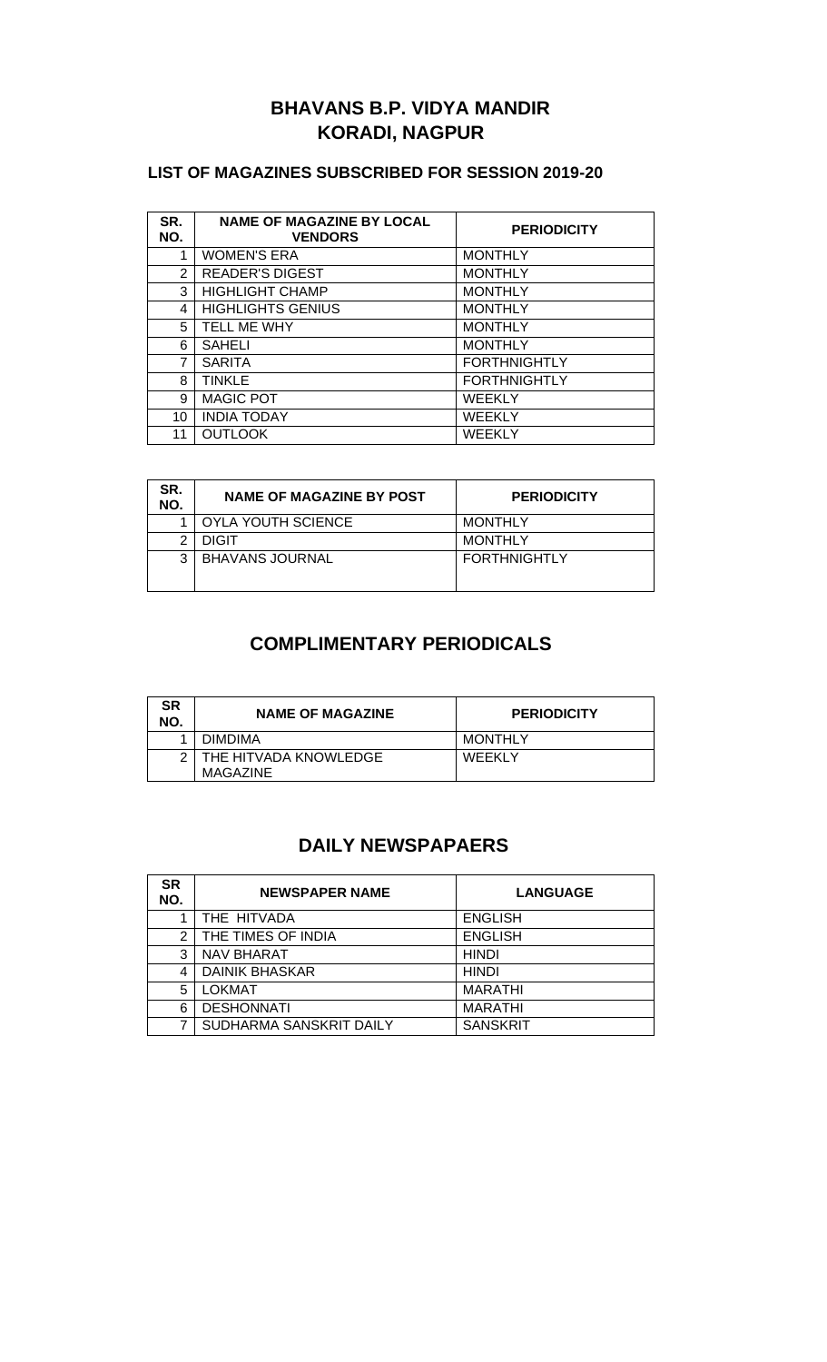# BHAVANS B.P. VIDYA MANDIR
# KORADI, NAGPUR

### LIST OF MAGAZINES SUBSCRIBED FOR SESSION 2019-20

| SR. NO. | NAME OF MAGAZINE BY LOCAL VENDORS | PERIODICITY |
|---|---|---|
| 1 | WOMEN'S ERA | MONTHLY |
| 2 | READER'S DIGEST | MONTHLY |
| 3 | HIGHLIGHT CHAMP | MONTHLY |
| 4 | HIGHLIGHTS GENIUS | MONTHLY |
| 5 | TELL ME WHY | MONTHLY |
| 6 | SAHELI | MONTHLY |
| 7 | SARITA | FORTHNIGHTLY |
| 8 | TINKLE | FORTHNIGHTLY |
| 9 | MAGIC POT | WEEKLY |
| 10 | INDIA TODAY | WEEKLY |
| 11 | OUTLOOK | WEEKLY |

| SR. NO. | NAME OF MAGAZINE BY POST | PERIODICITY |
|---|---|---|
| 1 | OYLA YOUTH SCIENCE | MONTHLY |
| 2 | DIGIT | MONTHLY |
| 3 | BHAVANS JOURNAL | FORTHNIGHTLY |

## COMPLIMENTARY PERIODICALS

| SR NO. | NAME OF MAGAZINE | PERIODICITY |
|---|---|---|
| 1 | DIMDIMA | MONTHLY |
| 2 | THE HITVADA KNOWLEDGE MAGAZINE | WEEKLY |

## DAILY NEWSPAPAERS

| SR NO. | NEWSPAPER NAME | LANGUAGE |
|---|---|---|
| 1 | THE HITVADA | ENGLISH |
| 2 | THE TIMES OF INDIA | ENGLISH |
| 3 | NAV BHARAT | HINDI |
| 4 | DAINIK BHASKAR | HINDI |
| 5 | LOKMAT | MARATHI |
| 6 | DESHONNATI | MARATHI |
| 7 | SUDHARMA SANSKRIT DAILY | SANSKRIT |